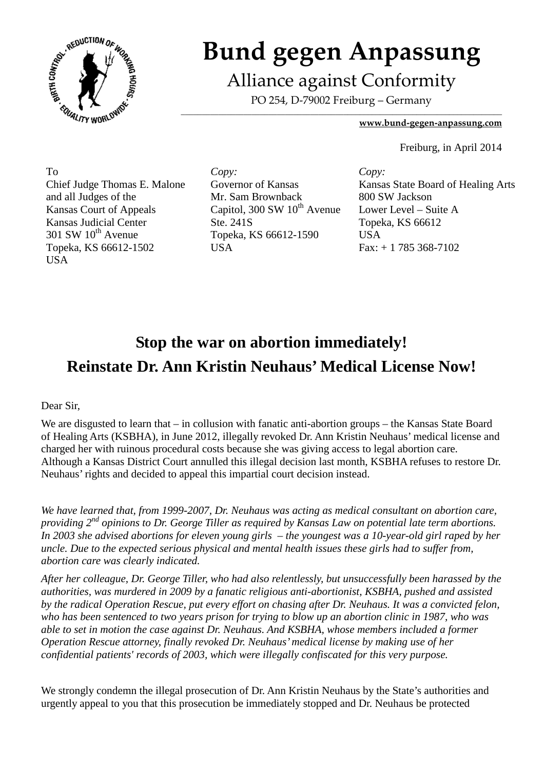# Bund gegen Anpassung

Alliance against Conformity

PO 254, D-79002 Freiburg – Germany

**www.bund-gegen-anpassung.com**

Freiburg, in April 2014

To
Chief Judge Thomas E. Malone
and all Judges of the
Kansas Court of Appeals
Kansas Judicial Center
301 SW 10th Avenue
Topeka, KS 66612-1502
USA

*Copy:*
Governor of Kansas
Mr. Sam Brownback
Capitol, 300 SW 10th Avenue
Ste. 241S
Topeka, KS 66612-1590
USA

*Copy:*
Kansas State Board of Healing Arts
800 SW Jackson
Lower Level – Suite A
Topeka, KS 66612
USA
Fax: + 1 785 368-7102

## Stop the war on abortion immediately!
## Reinstate Dr. Ann Kristin Neuhaus' Medical License Now!

Dear Sir,

We are disgusted to learn that – in collusion with fanatic anti-abortion groups – the Kansas State Board of Healing Arts (KSBHA), in June 2012, illegally revoked Dr. Ann Kristin Neuhaus' medical license and charged her with ruinous procedural costs because she was giving access to legal abortion care. Although a Kansas District Court annulled this illegal decision last month, KSBHA refuses to restore Dr. Neuhaus' rights and decided to appeal this impartial court decision instead.

*We have learned that, from 1999-2007, Dr. Neuhaus was acting as medical consultant on abortion care, providing 2nd opinions to Dr. George Tiller as required by Kansas Law on potential late term abortions. In 2003 she advised abortions for eleven young girls – the youngest was a 10-year-old girl raped by her uncle. Due to the expected serious physical and mental health issues these girls had to suffer from, abortion care was clearly indicated.*

*After her colleague, Dr. George Tiller, who had also relentlessly, but unsuccessfully been harassed by the authorities, was murdered in 2009 by a fanatic religious anti-abortionist, KSBHA, pushed and assisted by the radical Operation Rescue, put every effort on chasing after Dr. Neuhaus. It was a convicted felon, who has been sentenced to two years prison for trying to blow up an abortion clinic in 1987, who was able to set in motion the case against Dr. Neuhaus. And KSBHA, whose members included a former Operation Rescue attorney, finally revoked Dr. Neuhaus' medical license by making use of her confidential patients' records of 2003, which were illegally confiscated for this very purpose.*

We strongly condemn the illegal prosecution of Dr. Ann Kristin Neuhaus by the State's authorities and urgently appeal to you that this prosecution be immediately stopped and Dr. Neuhaus be protected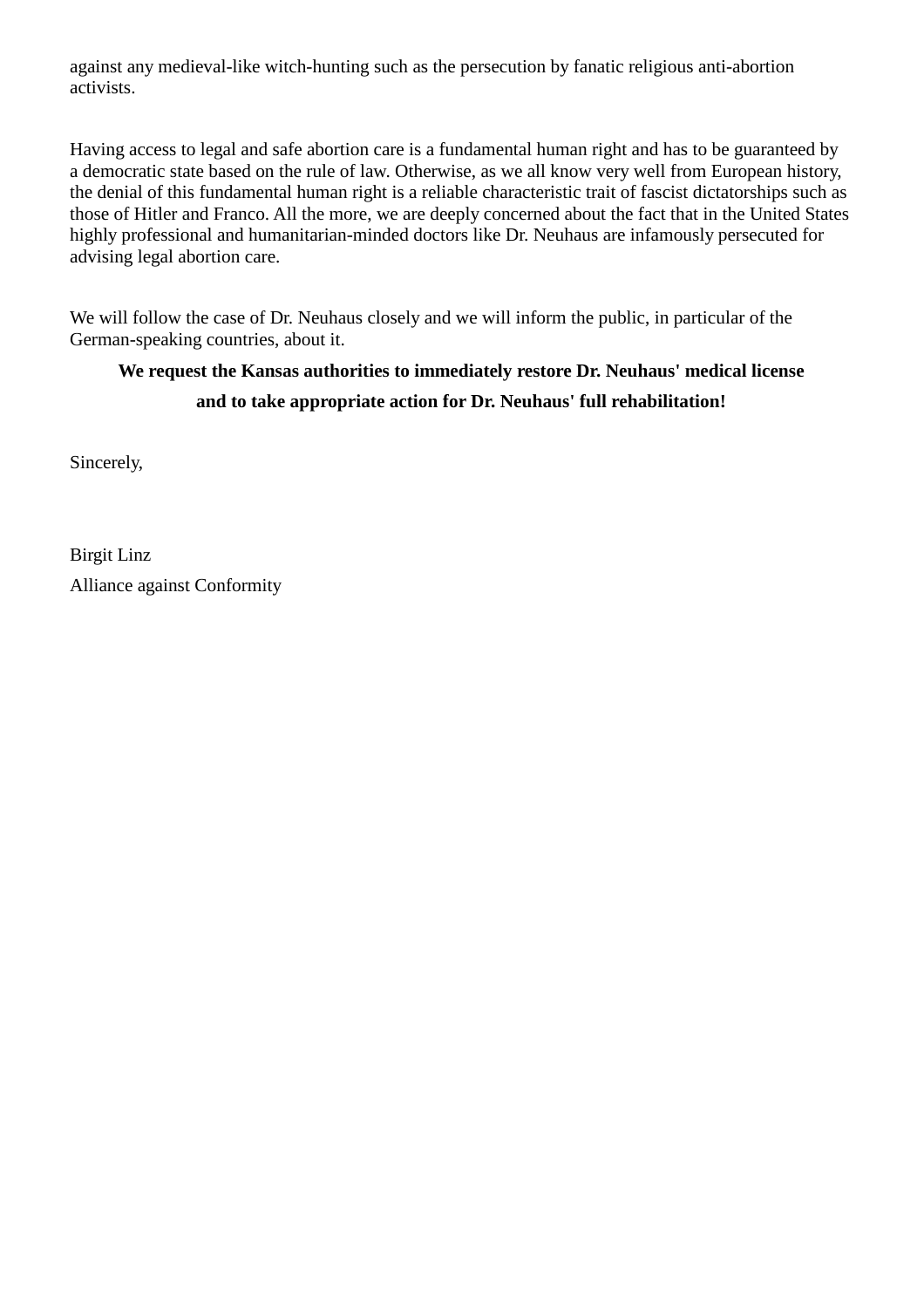against any medieval-like witch-hunting such as the persecution by fanatic religious anti-abortion activists.

Having access to legal and safe abortion care is a fundamental human right and has to be guaranteed by a democratic state based on the rule of law. Otherwise, as we all know very well from European history, the denial of this fundamental human right is a reliable characteristic trait of fascist dictatorships such as those of Hitler and Franco. All the more, we are deeply concerned about the fact that in the United States highly professional and humanitarian-minded doctors like Dr. Neuhaus are infamously persecuted for advising legal abortion care.

We will follow the case of Dr. Neuhaus closely and we will inform the public, in particular of the German-speaking countries, about it.

**We request the Kansas authorities to immediately restore Dr. Neuhaus' medical license and to take appropriate action for Dr. Neuhaus' full rehabilitation!**

Sincerely,

Birgit Linz

Alliance against Conformity